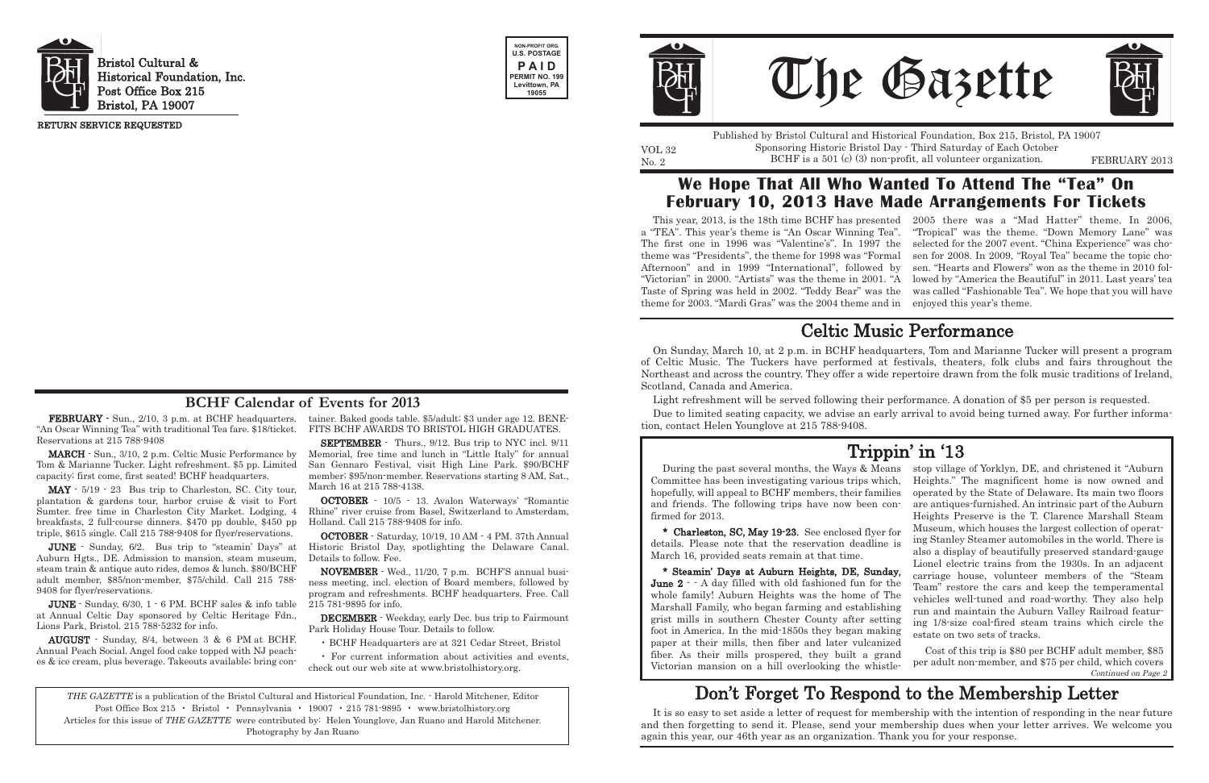Bristol Cultural & Historical Foundation, Inc.
Post Office Box 215
Bristol, PA 19007

RETURN SERVICE REQUESTED

NON-PROFIT ORG.
U.S. POSTAGE
PAID
PERMIT NO. 199
Levittown, PA
19055

# The Gazette

Published by Bristol Cultural and Historical Foundation, Box 215, Bristol, PA 19007
Sponsoring Historic Bristol Day - Third Saturday of Each October
BCHF is a 501 (c) (3) non-profit, all volunteer organization.

VOL 32
No. 2

FEBRUARY 2013

## We Hope That All Who Wanted To Attend The "Tea" On February 10, 2013 Have Made Arrangements For Tickets

This year, 2013, is the 18th time BCHF has presented a "TEA". This year's theme is "An Oscar Winning Tea". The first one in 1996 was "Valentine's". In 1997 the theme was "Presidents", the theme for 1998 was "Formal Afternoon" and in 1999 "International", followed by "Victorian" in 2000. "Artists" was the theme in 2001. "A Taste of Spring was held in 2002. "Teddy Bear" was the theme for 2003. "Mardi Gras" was the 2004 theme and in 2005 there was a "Mad Hatter" theme. In 2006, "Tropical" was the theme. "Down Memory Lane" was selected for the 2007 event. "China Experience" was chosen for 2008. In 2009, "Royal Tea" became the topic chosen. "Hearts and Flowers" won as the theme in 2010 followed by "America the Beautiful" in 2011. Last years' tea was called "Fashionable Tea". We hope that you will have enjoyed this year's theme.

## Celtic Music Performance

On Sunday, March 10, at 2 p.m. in BCHF headquarters, Tom and Marianne Tucker will present a program of Celtic Music. The Tuckers have performed at festivals, theaters, folk clubs and fairs throughout the Northeast and across the country. They offer a wide repertoire drawn from the folk music traditions of Ireland, Scotland, Canada and America.

Light refreshment will be served following their performance. A donation of $5 per person is requested.

Due to limited seating capacity, we advise an early arrival to avoid being turned away. For further information, contact Helen Younglove at 215 788-9408.

## Trippin' in '13

During the past several months, the Ways & Means Committee has been investigating various trips which, hopefully, will appeal to BCHF members, their families and friends. The following trips have now been confirmed for 2013.

**\* Charleston, SC, May 19-23.** See enclosed flyer for details. Please note that the reservation deadline is March 16, provided seats remain at that time.

**\* Steamin' Days at Auburn Heights, DE, Sunday, June 2** - - A day filled with old fashioned fun for the whole family! Auburn Heights was the home of The Marshall Family, who began farming and establishing grist mills in southern Chester County after setting foot in America. In the mid-1850s they began making paper at their mills, then fiber and later vulcanized fiber. As their mills prospered, they built a grand Victorian mansion on a hill overlooking the whistle-stop village of Yorklyn, DE, and christened it "Auburn Heights." The magnificent home is now owned and operated by the State of Delaware. Its main two floors are antiques-furnished. An intrinsic part of the Auburn Heights Preserve is the T. Clarence Marshall Steam Museum, which houses the largest collection of operating Stanley Steamer automobiles in the world. There is also a display of beautifully preserved standard-gauge Lionel electric trains from the 1930s. In an adjacent carriage house, volunteer members of the "Steam Team" restore the cars and keep the temperamental vehicles well-tuned and road-worthy. They also help run and maintain the Auburn Valley Railroad featuring 1/8-size coal-fired steam trains which circle the estate on two sets of tracks.

Cost of this trip is $80 per BCHF adult member, $85 per adult non-member, and $75 per child, which covers

*Continued on Page 2*

## BCHF Calendar of Events for 2013

**FEBRUARY** - Sun., 2/10, 3 p.m. at BCHF headquarters. "An Oscar Winning Tea" with traditional Tea fare. $18/ticket. Reservations at 215 788-9408

**MARCH** - Sun., 3/10, 2 p.m. Celtic Music Performance by Tom & Marianne Tucker. Light refreshment. $5 pp. Limited capacity; first come, first seated! BCHF headquarters.

**MAY** - 5/19 - 23 Bus trip to Charleston, SC. City tour, plantation & gardens tour, harbor cruise & visit to Fort Sumter. free time in Charleston City Market. Lodging, 4 breakfasts, 2 full-course dinners. $470 pp double, $450 pp triple, $615 single. Call 215 788-9408 for flyer/reservations.

**JUNE** - Sunday, 6/2. Bus trip to "steamin' Days" at Auburn Hgts., DE. Admission to mansion, steam museum, steam train & antique auto rides, demos & lunch. $80/BCHF adult member, $85/non-member, $75/child. Call 215 788-9408 for flyer/reservations.

**JUNE** - Sunday, 6/30, 1 - 6 PM. BCHF sales & info table at Annual Celtic Day sponsored by Celtic Heritage Fdn., Lions Park, Bristol. 215 788-5232 for info.

**AUGUST** - Sunday, 8/4, between 3 & 6 PM at BCHF. Annual Peach Social. Angel food cake topped with NJ peaches & ice cream, plus beverage. Takeouts available; bring container. Baked goods table. $5/adult; $3 under age 12. BENEFITS BCHF AWARDS TO BRISTOL HIGH GRADUATES.

**SEPTEMBER** - Thurs., 9/12. Bus trip to NYC incl. 9/11 Memorial, free time and lunch in "Little Italy" for annual San Gennaro Festival, visit High Line Park. $90/BCHF member; $95/non-member. Reservations starting 8 AM, Sat., March 16 at 215 788-4138.

**OCTOBER** - 10/5 - 13. Avalon Waterways' "Romantic Rhine" river cruise from Basel, Switzerland to Amsterdam, Holland. Call 215 788-9408 for info.

**OCTOBER** - Saturday, 10/19, 10 AM - 4 PM. 37th Annual Historic Bristol Day, spotlighting the Delaware Canal. Details to follow. Fee.

**NOVEMBER** - Wed., 11/20, 7 p.m. BCHF'S annual business meeting, incl. election of Board members, followed by program and refreshments. BCHF headquarters. Free. Call 215 781-9895 for info.

**DECEMBER** - Weekday, early Dec. bus trip to Fairmount Park Holiday House Tour. Details to follow.

- BCHF Headquarters are at 321 Cedar Street, Bristol
- For current information about activities and events, check out our web site at www.bristolhistory.org.

*THE GAZETTE* is a publication of the Bristol Cultural and Historical Foundation, Inc. - Harold Mitchener, Editor
Post Office Box 215 • Bristol • Pennsylvania • 19007 • 215 781-9895 • www.bristolhistory.org
Articles for this issue of *THE GAZETTE* were contributed by: Helen Younglove, Jan Ruano and Harold Mitchener.
Photography by Jan Ruano

## Don't Forget To Respond to the Membership Letter

It is so easy to set aside a letter of request for membership with the intention of responding in the near future and then forgetting to send it. Please, send your membership dues when your letter arrives. We welcome you again this year, our 46th year as an organization. Thank you for your response.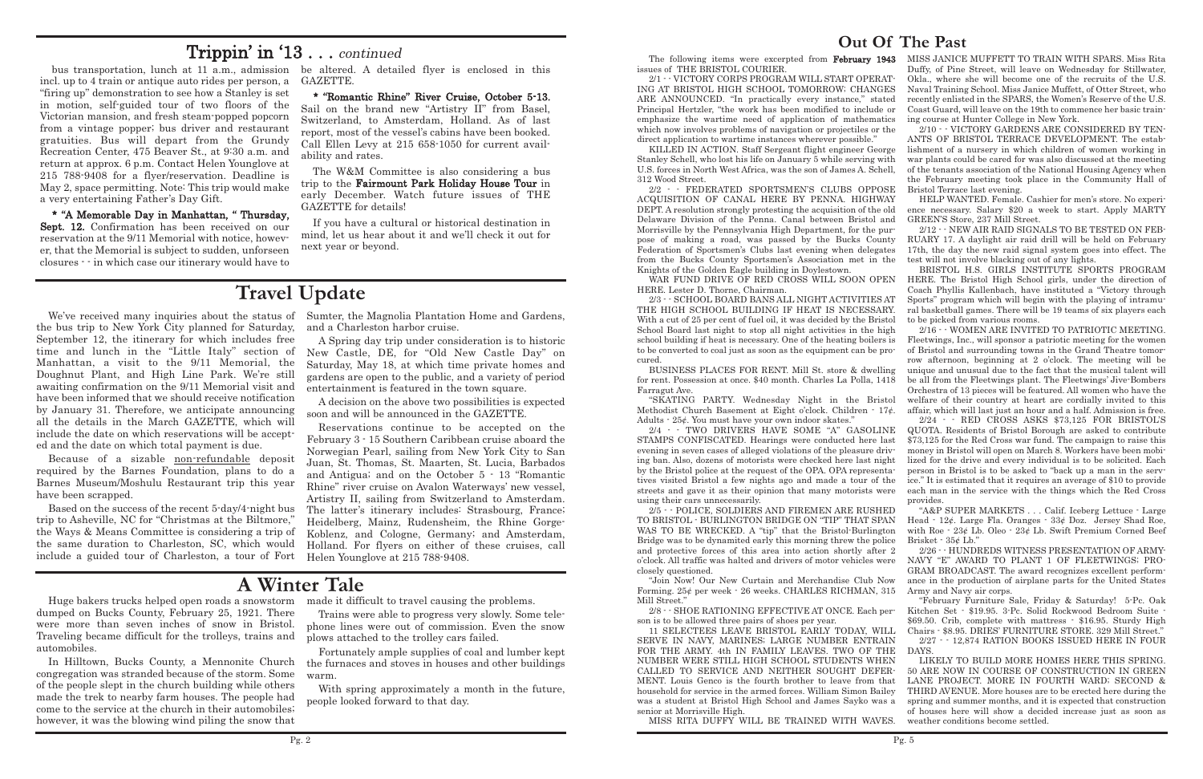# Trippin' in '13 . . . *continued*

bus transportation, lunch at 11 a.m., admission incl. up to 4 train or antique auto rides per person, a "firing up" demonstration to see how a Stanley is set in motion, self-guided tour of two floors of the Victorian mansion, and fresh steam-popped popcorn from a vintage popper; bus driver and restaurant gratuities. Bus will depart from the Grundy Recreation Center, 475 Beaver St., at 9:30 a.m. and return at approx. 6 p.m. Contact Helen Younglove at 215 788-9408 for a flyer/reservation. Deadline is May 2, space permitting. Note: This trip would make a very entertaining Father's Day Gift.

**\* "A Memorable Day in Manhattan, " Thursday, Sept. 12.** Confirmation has been received on our reservation at the 9/11 Memorial with notice, however, that the Memorial is subject to sudden, unforseen closures - - in which case our itinerary would have to be altered. A detailed flyer is enclosed in this GAZETTE.

**\* "Romantic Rhine" River Cruise, October 5-13.** Sail on the brand new "Artistry II" from Basel, Switzerland, to Amsterdam, Holland. As of last report, most of the vessel's cabins have been booked. Call Ellen Levy at 215 658-1050 for current availability and rates.

The W&M Committee is also considering a bus trip to the **Fairmount Park Holiday House Tour** in early December. Watch future issues of THE GAZETTE for details!

If you have a cultural or historical destination in mind, let us hear about it and we'll check it out for next year or beyond.

# Travel Update

We've received many inquiries about the status of the bus trip to New York City planned for Saturday, September 12, the itinerary for which includes free time and lunch in the "Little Italy" section of Manhattan, a visit to the 9/11 Memorial, the Doughnut Plant, and High Line Park. We're still awaiting confirmation on the 9/11 Memorial visit and have been informed that we should receive notification by January 31. Therefore, we anticipate announcing all the details in the March GAZETTE, which will include the date on which reservations will be accepted and the date on which total payment is due.

Because of a sizable non-refundable deposit required by the Barnes Foundation, plans to do a Barnes Museum/Moshulu Restaurant trip this year have been scrapped.

Based on the success of the recent 5-day/4-night bus trip to Asheville, NC for "Christmas at the Biltmore," the Ways & Means Committee is considering a trip of the same duration to Charleston, SC, which would include a guided tour of Charleston, a tour of Fort Sumter, the Magnolia Plantation Home and Gardens, and a Charleston harbor cruise.

A Spring day trip under consideration is to historic New Castle, DE, for "Old New Castle Day" on Saturday, May 18, at which time private homes and gardens are open to the public, and a variety of period entertainment is featured in the town square.

A decision on the above two possibilities is expected soon and will be announced in the GAZETTE.

Reservations continue to be accepted on the February 3 - 15 Southern Caribbean cruise aboard the Norwegian Pearl, sailing from New York City to San Juan, St. Thomas, St. Maarten, St. Lucia, Barbados and Antigua; and on the October 5 - 13 "Romantic Rhine" river cruise on Avalon Waterways' new vessel, Artistry II, sailing from Switzerland to Amsterdam. The latter's itinerary includes: Strasbourg, France; Heidelberg, Mainz, Rudensheim, the Rhine Gorge-Koblenz, and Cologne, Germany; and Amsterdam, Holland. For flyers on either of these cruises, call Helen Younglove at 215 788-9408.

# A Winter Tale

Huge bakers trucks helped open roads a snowstorm dumped on Bucks County, February 25, 1921. There were more than seven inches of snow in Bristol. Traveling became difficult for the trolleys, trains and automobiles.

In Hilltown, Bucks County, a Mennonite Church congregation was stranded because of the storm. Some of the people slept in the church building while others made the trek to nearby farm houses. The people had come to the service at the church in their automobiles; however, it was the blowing wind piling the snow that made it difficult to travel causing the problems.

Trains were able to progress very slowly. Some telephone lines were out of commission. Even the snow plows attached to the trolley cars failed.

Fortunately ample supplies of coal and lumber kept the furnaces and stoves in houses and other buildings warm.

With spring approximately a month in the future, people looked forward to that day.

# Out Of The Past

The following items were excerpted from **February 1943** issues of THE BRISTOL COURIER.

2/1 - - VICTORY CORPS PROGRAM WILL START OPERATING AT BRISTOL HIGH SCHOOL TOMORROW; CHANGES ARE ANNOUNCED. "In practically every instance," stated Principal Hertzler, "the work has been modified to include or emphasize the wartime need of application of mathematics which now involves problems of navigation or projectiles or the direct application to wartime instances wherever possible."

KILLED IN ACTION. Staff Sergeant flight engineer George Stanley Schell, who lost his life on January 5 while serving with U.S. forces in North West Africa, was the son of James A. Schell, 312 Wood Street.

2/2 - - FEDERATED SPORTSMEN'S CLUBS OPPOSE ACQUISITION OF CANAL HERE BY PENNA. HIGHWAY DEPT. A resolution strongly protesting the acquisition of the old Delaware Division of the Penna. Canal between Bristol and Morrisville by the Pennsylvania High Department, for the purpose of making a road, was passed by the Bucks County Federation of Sportsmen's Clubs last evening when delegates from the Bucks County Sportsmen's Association met in the Knights of the Golden Eagle building in Doylestown.

WAR FUND DRIVE OF RED CROSS WILL SOON OPEN HERE. Lester D. Thorne, Chairman.

2/3 - - SCHOOL BOARD BANS ALL NIGHT ACTIVITIES AT THE HIGH SCHOOL BUILDING IF HEAT IS NECESSARY. With a cut of 25 per cent of fuel oil, it was decided by the Bristol School Board last night to stop all night activities in the high school building if heat is necessary. One of the heating boilers is to be converted to coal just as soon as the equipment can be procured.

BUSINESS PLACES FOR RENT. Mill St. store & dwelling for rent. Possession at once. $40 month. Charles La Polla, 1418 Farragut Ave.

"SKATING PARTY. Wednesday Night in the Bristol Methodist Church Basement at Eight o'clock. Children - 17¢. Adults - 25¢. You must have your own indoor skates."

2/4 - - TWO DRIVERS HAVE SOME "A" GASOLINE STAMPS CONFISCATED. Hearings were conducted here last evening in seven cases of alleged violations of the pleasure driving ban. Also, dozens of motorists were checked here last night by the Bristol police at the request of the OPA. OPA representatives visited Bristol a few nights ago and made a tour of the streets and gave it as their opinion that many motorists were using their cars unnecessarily.

2/5 - - POLICE, SOLDIERS AND FIREMEN ARE RUSHED TO BRISTOL - BURLINGTON BRIDGE ON "TIP" THAT SPAN WAS TO BE WRECKED. A "tip" that the Bristol-Burlington Bridge was to be dynamited early this morning threw the police and protective forces of this area into action shortly after 2 o'clock. All traffic was halted and drivers of motor vehicles were closely questioned.

"Join Now! Our New Curtain and Merchandise Club Now Forming. 25¢ per week - 26 weeks. CHARLES RICHMAN, 315 Mill Street."

2/8 - - SHOE RATIONING EFFECTIVE AT ONCE. Each person is to be allowed three pairs of shoes per year.

11 SELECTEES LEAVE BRISTOL EARLY TODAY, WILL SERVE IN NAVY, MARINES; LARGE NUMBER ENTRAIN FOR THE ARMY. 4th IN FAMILY LEAVES. TWO OF THE NUMBER WERE STILL HIGH SCHOOL STUDENTS WHEN CALLED TO SERVICE AND NEITHER SOUGHT DEFERMENT. Louis Genco is the fourth brother to leave from that household for service in the armed forces. William Simon Bailey was a student at Bristol High School and James Sayko was a senior at Morrisville High.

MISS RITA DUFFY WILL BE TRAINED WITH WAVES. MISS JANICE MUFFETT TO TRAIN WITH SPARS. Miss Rita Duffy, of Pine Street, will leave on Wednesday for Stillwater, Okla., where she will become one of the recruits of the U.S. Naval Training School. Miss Janice Muffett, of Otter Street, who recently enlisted in the SPARS, the Women's Reserve of the U.S. Coast Guard, will leave on the 19th to commence her basic training course at Hunter College in New York.

2/10 - - VICTORY GARDENS ARE CONSIDERED BY TENANTS OF BRISTOL TERRACE DEVELOPMENT. The establishment of a nursery in which children of women working in war plants could be cared for was also discussed at the meeting of the tenants association of the National Housing Agency when the February meeting took place in the Community Hall of Bristol Terrace last evening.

HELP WANTED. Female. Cashier for men's store. No experience necessary. Salary $20 a week to start. Apply MARTY GREEN'S Store, 237 Mill Street.

2/12 - - NEW AIR RAID SIGNALS TO BE TESTED ON FEBRUARY 17. A daylight air raid drill will be held on February 17th, the day the new raid signal system goes into effect. The test will not involve blacking out of any lights.

BRISTOL H.S. GIRLS INSTITUTE SPORTS PROGRAM HERE. The Bristol High School girls, under the direction of Coach Phyllis Kallenbach, have instituted a "Victory through Sports" program which will begin with the playing of intramural basketball games. There will be 19 teams of six players each to be picked from various rooms.

2/16 - - WOMEN ARE INVITED TO PATRIOTIC MEETING. Fleetwings, Inc., will sponsor a patriotic meeting for the women of Bristol and surrounding towns in the Grand Theatre tomorrow afternoon, beginning at 2 o'clock. The meeting will be unique and unusual due to the fact that the musical talent will be all from the Fleetwings plant. The Fleetwings' Jive-Bombers Orchestra of 13 pieces will be featured. All women who have the welfare of their country at heart are cordially invited to this affair, which will last just an hour and a half. Admission is free.

2/24 - - RED CROSS ASKS $73,125 FOR BRISTOL'S QUOTA. Residents of Bristol Borough are asked to contribute $73,125 for the Red Cross war fund. The campaign to raise this money in Bristol will open on March 8. Workers have been mobilized for the drive and every individual is to be solicited. Each person in Bristol is to be asked to "back up a man in the service." It is estimated that it requires an average of $10 to provide each man in the service with the things which the Red Cross provides.

"A&P SUPER MARKETS . . . Calif. Iceberg Lettuce - Large Head - 12¢. Large Fla. Oranges - 33¢ Doz. Jersey Shad Roe, with Roe - 23¢ Lb. Oleo - 23¢ Lb. Swift Premium Corned Beef Brisket - 35¢ Lb."

2/26 - - HUNDREDS WITNESS PRESENTATION OF ARMY-NAVY "E" AWARD TO PLANT 1 OF FLEETWINGS; PROGRAM BROADCAST. The award recognizes excellent performance in the production of airplane parts for the United States Army and Navy air corps.

"February Furniture Sale, Friday & Saturday! 5-Pc. Oak Kitchen Set - $19.95. 3-Pc. Solid Rockwood Bedroom Suite - $69.50. Crib, complete with mattress - $16.95. Sturdy High Chairs - $8.95. DRIES' FURNITURE STORE. 329 Mill Street."

2/27 - - 12,874 RATION BOOKS ISSUED HERE IN FOUR DAYS.

LIKELY TO BUILD MORE HOMES HERE THIS SPRING. 50 ARE NOW IN COURSE OF CONSTRUCTION IN GREEN LANE PROJECT. MORE IN FOURTH WARD; SECOND & THIRD AVENUE. More houses are to be erected here during the spring and summer months, and it is expected that construction of houses here will show a decided increase just as soon as weather conditions become settled.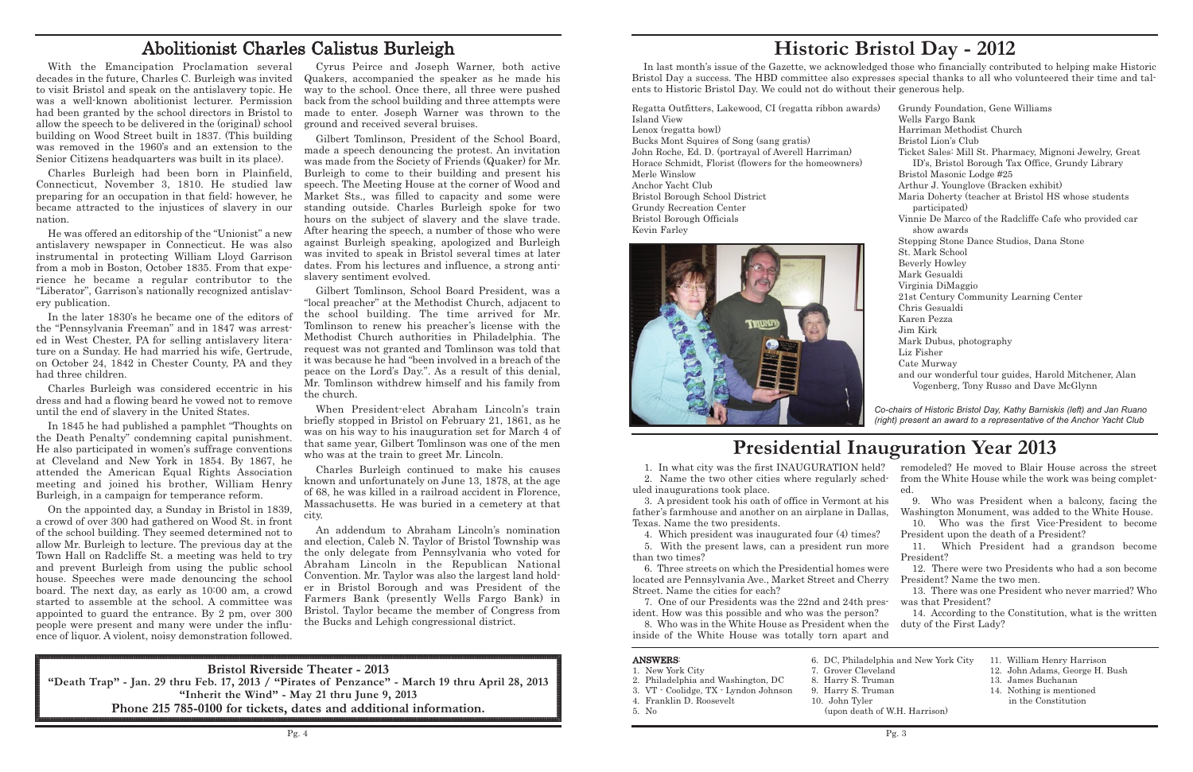## Abolitionist Charles Calistus Burleigh

With the Emancipation Proclamation several decades in the future, Charles C. Burleigh was invited to visit Bristol and speak on the antislavery topic. He was a well-known abolitionist lecturer. Permission had been granted by the school directors in Bristol to allow the speech to be delivered in the (original) school building on Wood Street built in 1837. (This building was removed in the 1960's and an extension to the Senior Citizens headquarters was built in its place).

Charles Burleigh had been born in Plainfield, Connecticut, November 3, 1810. He studied law preparing for an occupation in that field; however, he became attracted to the injustices of slavery in our nation.

He was offered an editorship of the "Unionist" a new antislavery newspaper in Connecticut. He was also instrumental in protecting William Lloyd Garrison from a mob in Boston, October 1835. From that experience he became a regular contributor to the "Liberator", Garrison's nationally recognized antislavery publication.

In the later 1830's he became one of the editors of the "Pennsylvania Freeman" and in 1847 was arrested in West Chester, PA for selling antislavery literature on a Sunday. He had married his wife, Gertrude, on October 24, 1842 in Chester County, PA and they had three children.

Charles Burleigh was considered eccentric in his dress and had a flowing beard he vowed not to remove until the end of slavery in the United States.

In 1845 he had published a pamphlet "Thoughts on the Death Penalty" condemning capital punishment. He also participated in women's suffrage conventions at Cleveland and New York in 1854. By 1867, he attended the American Equal Rights Association meeting and joined his brother, William Henry Burleigh, in a campaign for temperance reform.

On the appointed day, a Sunday in Bristol in 1839, a crowd of over 300 had gathered on Wood St. in front of the school building. They seemed determined not to allow Mr. Burleigh to lecture. The previous day at the Town Hall on Radcliffe St. a meeting was held to try and prevent Burleigh from using the public school house. Speeches were made denouncing the school board. The next day, as early as 10:00 am, a crowd started to assemble at the school. A committee was appointed to guard the entrance. By 2 pm, over 300 people were present and many were under the influence of liquor. A violent, noisy demonstration followed.

Cyrus Peirce and Joseph Warner, both active Quakers, accompanied the speaker as he made his way to the school. Once there, all three were pushed back from the school building and three attempts were made to enter. Joseph Warner was thrown to the ground and received several bruises.

Gilbert Tomlinson, President of the School Board, made a speech denouncing the protest. An invitation was made from the Society of Friends (Quaker) for Mr. Burleigh to come to their building and present his speech. The Meeting House at the corner of Wood and Market Sts., was filled to capacity and some were standing outside. Charles Burleigh spoke for two hours on the subject of slavery and the slave trade. After hearing the speech, a number of those who were against Burleigh speaking, apologized and Burleigh was invited to speak in Bristol several times at later dates. From his lectures and influence, a strong antislavery sentiment evolved.

Gilbert Tomlinson, School Board President, was a "local preacher" at the Methodist Church, adjacent to the school building. The time arrived for Mr. Tomlinson to renew his preacher's license with the Methodist Church authorities in Philadelphia. The request was not granted and Tomlinson was told that it was because he had "been involved in a breach of the peace on the Lord's Day.". As a result of this denial, Mr. Tomlinson withdrew himself and his family from the church.

When President-elect Abraham Lincoln's train briefly stopped in Bristol on February 21, 1861, as he was on his way to his inauguration set for March 4 of that same year, Gilbert Tomlinson was one of the men who was at the train to greet Mr. Lincoln.

Charles Burleigh continued to make his causes known and unfortunately on June 13, 1878, at the age of 68, he was killed in a railroad accident in Florence, Massachusetts. He was buried in a cemetery at that city.

An addendum to Abraham Lincoln's nomination and election, Caleb N. Taylor of Bristol Township was the only delegate from Pennsylvania who voted for Abraham Lincoln in the Republican National Convention. Mr. Taylor was also the largest land holder in Bristol Borough and was President of the Farmers Bank (presently Wells Fargo Bank) in Bristol. Taylor became the member of Congress from the Bucks and Lehigh congressional district.

**Bristol Riverside Theater - 2013**

**"Death Trap" - Jan. 29 thru Feb. 17, 2013 / "Pirates of Penzance" - March 19 thru April 28, 2013**

**"Inherit the Wind" - May 21 thru June 9, 2013**

**Phone 215 785-0100 for tickets, dates and additional information.**

# Historic Bristol Day - 2012

In last month's issue of the Gazette, we acknowledged those who financially contributed to helping make Historic Bristol Day a success. The HBD committee also expresses special thanks to all who volunteered their time and talents to Historic Bristol Day. We could not do without their generous help.

Regatta Outfitters, Lakewood, CI (regatta ribbon awards)
Island View
Lenox (regatta bowl)
Bucks Mont Squires of Song (sang gratis)
John Roche, Ed. D. (portrayal of Averell Harriman)
Horace Schmidt, Florist (flowers for the homeowners)
Merle Winslow
Anchor Yacht Club
Bristol Borough School District
Grundy Recreation Center
Bristol Borough Officials
Kevin Farley
Grundy Foundation, Gene Williams
Wells Fargo Bank
Harriman Methodist Church
Bristol Lion's Club
Ticket Sales: Mill St. Pharmacy, Mignoni Jewelry, Great ID's, Bristol Borough Tax Office, Grundy Library
Bristol Masonic Lodge #25
Arthur J. Younglove (Bracken exhibit)
Maria Doherty (teacher at Bristol HS whose students participated)
Vinnie De Marco of the Radcliffe Cafe who provided car show awards
Stepping Stone Dance Studios, Dana Stone
St. Mark School
Beverly Howley
Mark Gesualdi
Virginia DiMaggio
21st Century Community Learning Center
Chris Gesualdi
Karen Pezza
Jim Kirk
Mark Dubus, photography
Liz Fisher
Cate Murway
and our wonderful tour guides, Harold Mitchener, Alan Vogenberg, Tony Russo and Dave McGlynn

*Co-chairs of Historic Bristol Day, Kathy Barniskis (left) and Jan Ruano (right) present an award to a representative of the Anchor Yacht Club*

# Presidential Inauguration Year 2013

1. In what city was the first INAUGURATION held?
2. Name the two other cities where regularly scheduled inaugurations took place.
3. A president took his oath of office in Vermont at his father's farmhouse and another on an airplane in Dallas, Texas. Name the two presidents.
4. Which president was inaugurated four (4) times?
5. With the present laws, can a president run more than two times?
6. Three streets on which the Presidential homes were located are Pennsylvania Ave., Market Street and Cherry Street. Name the cities for each?
7. One of our Presidents was the 22nd and 24th president. How was this possible and who was the person?
8. Who was in the White House as President when the inside of the White House was totally torn apart and remodeled? He moved to Blair House across the street from the White House while the work was being completed.
9. Who was President when a balcony, facing the Washington Monument, was added to the White House.
10. Who was the first Vice-President to become President upon the death of a President?
11. Which President had a grandson become President?
12. There were two Presidents who had a son become President? Name the two men.
13. There was one President who never married? Who was that President?
14. According to the Constitution, what is the written duty of the First Lady?

**ANSWERS**:
1. New York City
2. Philadelphia and Washington, DC
3. VT - Coolidge, TX - Lyndon Johnson
4. Franklin D. Roosevelt
5. No
6. DC, Philadelphia and New York City
7. Grover Cleveland
8. Harry S. Truman
9. Harry S. Truman
10. John Tyler (upon death of W.H. Harrison)
11. William Henry Harrison
12. John Adams, George H. Bush
13. James Buchanan
14. Nothing is mentioned in the Constitution